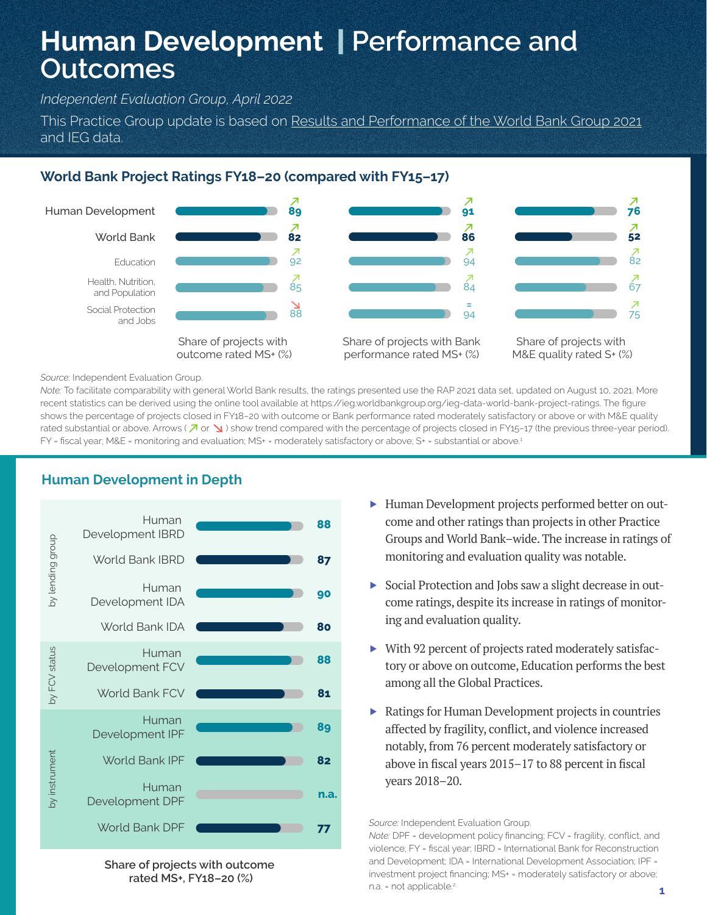# Human Development | Performance and Outcomes

*Independent Evaluation Group, April 2022*

This Practice Group update is based on Results and Performance of the World Bank Group 2021 and IEG data.

## World Bank Project Ratings FY18–20 (compared with FY15–17)

| | Share of projects with outcome rated MS+ (%) | Share of projects with Bank performance rated MS+ (%) | Share of projects with M&E quality rated S+ (%) |
|---|---|---|---|
| Human Development | ↗ 89 | ↗ 91 | ↗ 76 |
| World Bank | ↗ 82 | ↗ 86 | ↗ 52 |
| Education | ↗ 92 | ↗ 94 | ↗ 82 |
| Health, Nutrition, and Population | ↗ 85 | ↗ 84 | ↗ 67 |
| Social Protection and Jobs | ↘ 88 | = 94 | ↗ 75 |

*Source:* Independent Evaluation Group.
*Note:* To facilitate comparability with general World Bank results, the ratings presented use the RAP 2021 data set, updated on August 10, 2021. More recent statistics can be derived using the online tool available at https://ieg.worldbankgroup.org/ieg-data-world-bank-project-ratings. The figure shows the percentage of projects closed in FY18–20 with outcome or Bank performance rated moderately satisfactory or above or with M&E quality rated substantial or above. Arrows (↗ or ↘) show trend compared with the percentage of projects closed in FY15–17 (the previous three-year period). FY = fiscal year; M&E = monitoring and evaluation; MS+ = moderately satisfactory or above; S+ = substantial or above.[1]

## Human Development in Depth

**Share of projects with outcome rated MS+, FY18–20 (%)**

| Category | Group | % |
|---|---|---|
| by lending group | Human Development IBRD | 88 |
| | World Bank IBRD | 87 |
| | Human Development IDA | 90 |
| | World Bank IDA | 80 |
| by FCV status | Human Development FCV | 88 |
| | World Bank FCV | 81 |
| by instrument | Human Development IPF | 89 |
| | World Bank IPF | 82 |
| | Human Development DPF | n.a. |
| | World Bank DPF | 77 |

- Human Development projects performed better on outcome and other ratings than projects in other Practice Groups and World Bank–wide. The increase in ratings of monitoring and evaluation quality was notable.
- Social Protection and Jobs saw a slight decrease in outcome ratings, despite its increase in ratings of monitoring and evaluation quality.
- With 92 percent of projects rated moderately satisfactory or above on outcome, Education performs the best among all the Global Practices.
- Ratings for Human Development projects in countries affected by fragility, conflict, and violence increased notably, from 76 percent moderately satisfactory or above in fiscal years 2015–17 to 88 percent in fiscal years 2018–20.

*Source:* Independent Evaluation Group.
*Note:* DPF = development policy financing; FCV = fragility, conflict, and violence; FY = fiscal year; IBRD = International Bank for Reconstruction and Development; IDA = International Development Association; IPF = investment project financing; MS+ = moderately satisfactory or above; n.a. = not applicable.[2]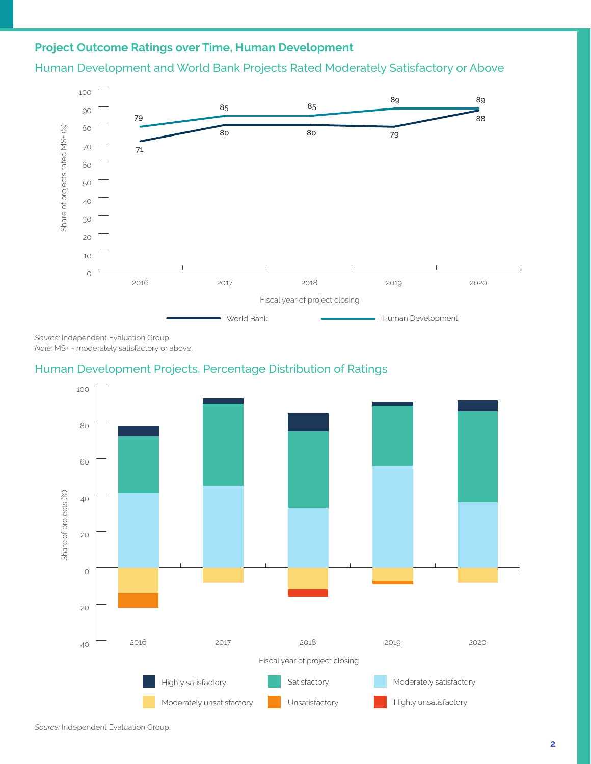## Project Outcome Ratings over Time, Human Development

### Human Development and World Bank Projects Rated Moderately Satisfactory or Above

| Fiscal year of project closing | World Bank | Human Development |
| --- | --- | --- |
| 2016 | 71 | 79 |
| 2017 | 80 | 85 |
| 2018 | 80 | 85 |
| 2019 | 79 | 89 |
| 2020 | 88 | 89 |

Share of projects rated MS+ (%)

*Source:* Independent Evaluation Group.
*Note:* MS+ = moderately satisfactory or above.

### Human Development Projects, Percentage Distribution of Ratings

Share of projects (%) by fiscal year of project closing (2016, 2017, 2018, 2019, 2020).

Legend: Highly satisfactory; Satisfactory; Moderately satisfactory; Moderately unsatisfactory; Unsatisfactory; Highly unsatisfactory

*Source:* Independent Evaluation Group.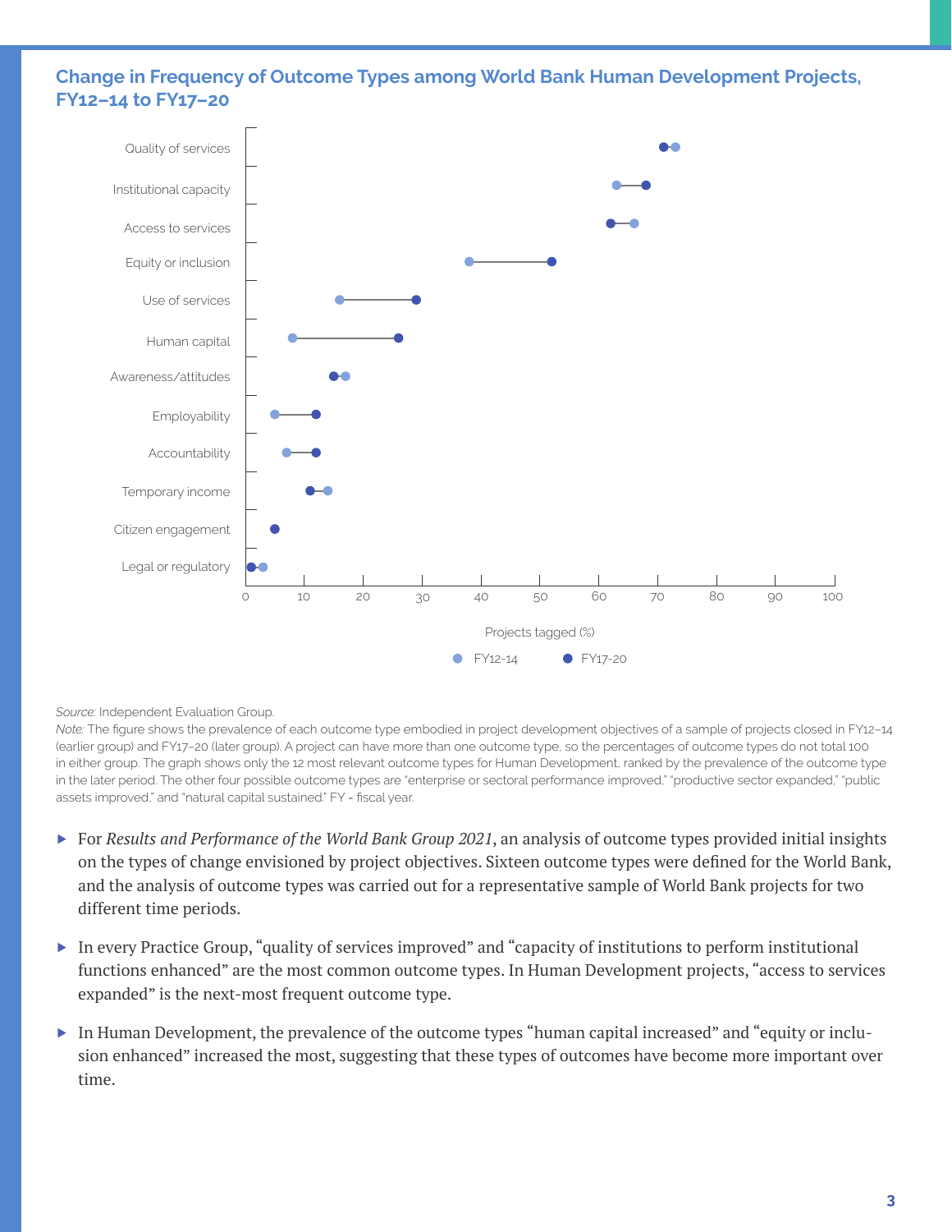## Change in Frequency of Outcome Types among World Bank Human Development Projects, FY12–14 to FY17–20

*Source:* Independent Evaluation Group.

*Note:* The figure shows the prevalence of each outcome type embodied in project development objectives of a sample of projects closed in FY12–14 (earlier group) and FY17–20 (later group). A project can have more than one outcome type, so the percentages of outcome types do not total 100 in either group. The graph shows only the 12 most relevant outcome types for Human Development, ranked by the prevalence of the outcome type in the later period. The other four possible outcome types are "enterprise or sectoral performance improved," "productive sector expanded," "public assets improved," and "natural capital sustained." FY = fiscal year.

- For *Results and Performance of the World Bank Group 2021*, an analysis of outcome types provided initial insights on the types of change envisioned by project objectives. Sixteen outcome types were defined for the World Bank, and the analysis of outcome types was carried out for a representative sample of World Bank projects for two different time periods.
- In every Practice Group, "quality of services improved" and "capacity of institutions to perform institutional functions enhanced" are the most common outcome types. In Human Development projects, "access to services expanded" is the next-most frequent outcome type.
- In Human Development, the prevalence of the outcome types "human capital increased" and "equity or inclusion enhanced" increased the most, suggesting that these types of outcomes have become more important over time.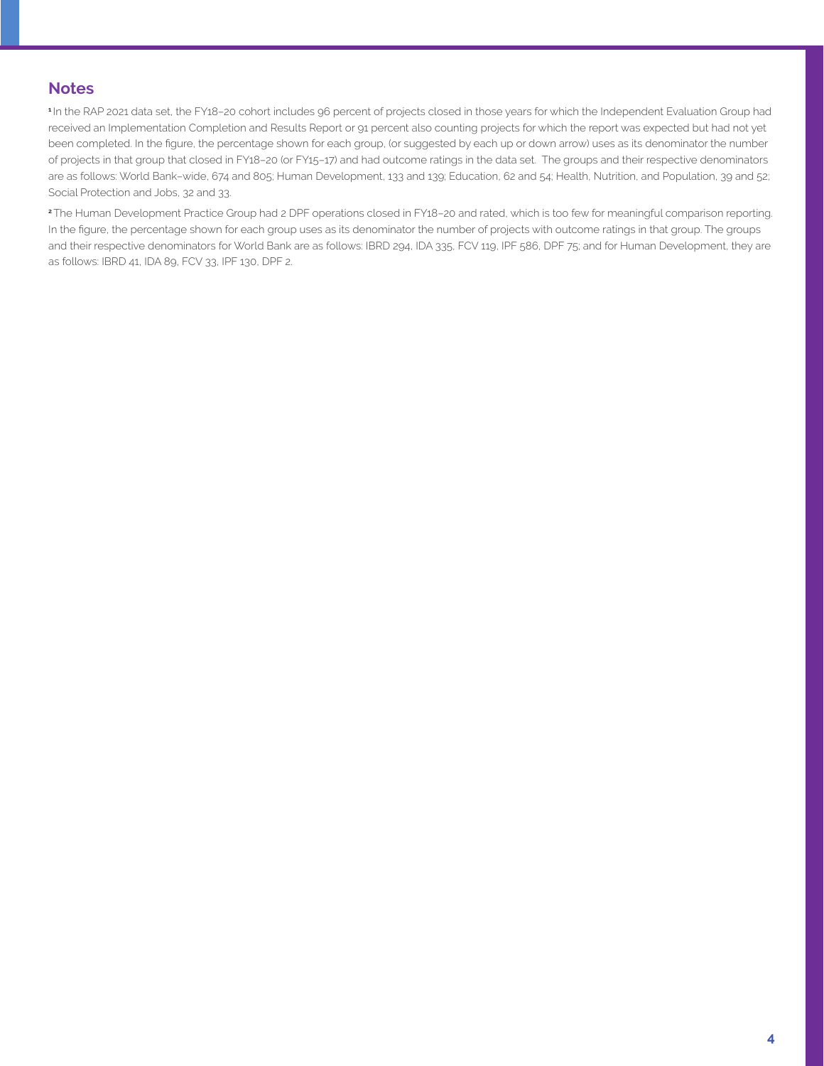## Notes

[1] In the RAP 2021 data set, the FY18–20 cohort includes 96 percent of projects closed in those years for which the Independent Evaluation Group had received an Implementation Completion and Results Report or 91 percent also counting projects for which the report was expected but had not yet been completed. In the figure, the percentage shown for each group, (or suggested by each up or down arrow) uses as its denominator the number of projects in that group that closed in FY18–20 (or FY15–17) and had outcome ratings in the data set. The groups and their respective denominators are as follows: World Bank–wide, 674 and 805; Human Development, 133 and 139; Education, 62 and 54; Health, Nutrition, and Population, 39 and 52; Social Protection and Jobs, 32 and 33.

[2] The Human Development Practice Group had 2 DPF operations closed in FY18–20 and rated, which is too few for meaningful comparison reporting. In the figure, the percentage shown for each group uses as its denominator the number of projects with outcome ratings in that group. The groups and their respective denominators for World Bank are as follows: IBRD 294, IDA 335, FCV 119, IPF 586, DPF 75; and for Human Development, they are as follows: IBRD 41, IDA 89, FCV 33, IPF 130, DPF 2.